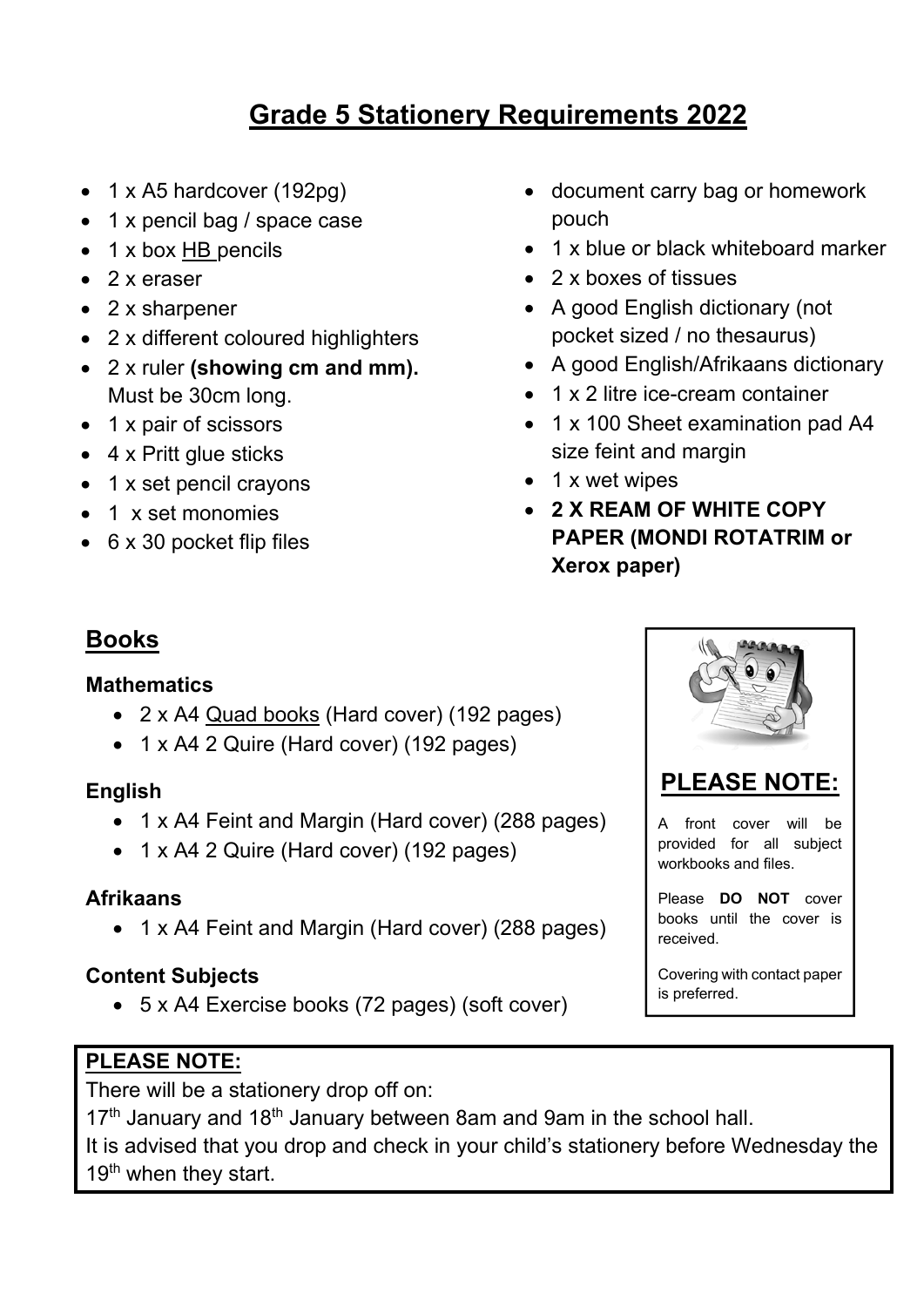# Grade 5 Stationery Requirements 2022

- 1 x A5 hardcover (192pg)
- 1 x pencil bag / space case
- 1 x box HB pencils
- 2 x eraser
- 2 x sharpener
- 2 x different coloured highlighters
- 2 x ruler **(showing cm and mm).** Must be 30cm long.
- 1 x pair of scissors
- 4 x Pritt glue sticks
- 1 x set pencil crayons
- 1 x set monomies
- 6 x 30 pocket flip files
- document carry bag or homework pouch
- 1 x blue or black whiteboard marker
- 2 x boxes of tissues
- A good English dictionary (not pocket sized / no thesaurus)
- A good English/Afrikaans dictionary
- 1 x 2 litre ice-cream container
- 1 x 100 Sheet examination pad A4 size feint and margin
- 1 x wet wipes
- **2 X REAM OF WHITE COPY PAPER (MONDI ROTATRIM or Xerox paper)**

## Books

### Mathematics

- 2 x A4 Quad books (Hard cover) (192 pages)
- 1 x A4 2 Quire (Hard cover) (192 pages)

### English

- 1 x A4 Feint and Margin (Hard cover) (288 pages)
- 1 x A4 2 Quire (Hard cover) (192 pages)

### Afrikaans

- 1 x A4 Feint and Margin (Hard cover) (288 pages)

### Content Subjects

- 5 x A4 Exercise books (72 pages) (soft cover)

**PLEASE NOTE:**

A front cover will be provided for all subject workbooks and files.

Please **DO NOT** cover books until the cover is received.

Covering with contact paper is preferred.

**PLEASE NOTE:**

There will be a stationery drop off on:
17th January and 18th January between 8am and 9am in the school hall.
It is advised that you drop and check in your child's stationery before Wednesday the 19th when they start.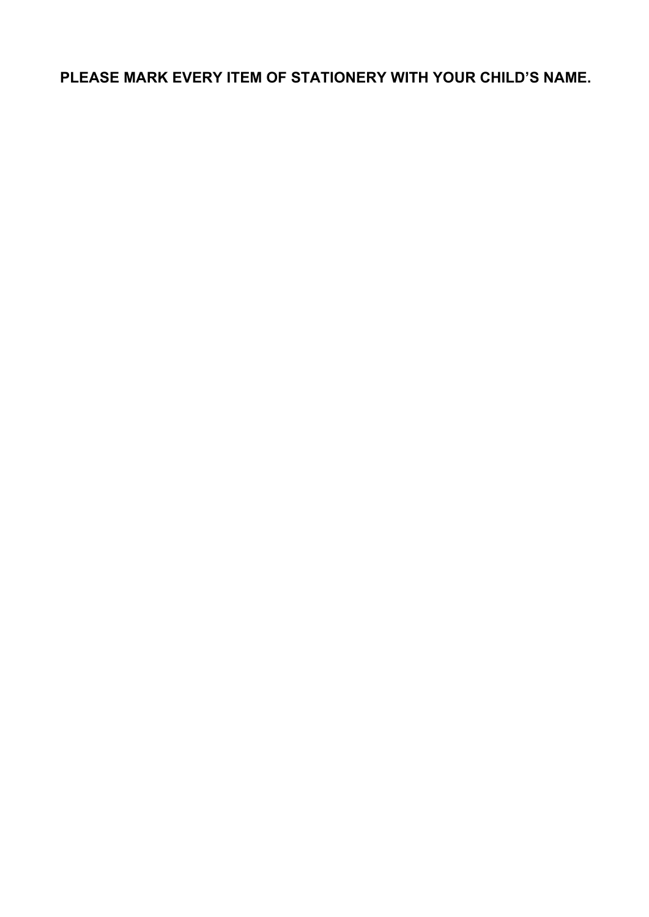**PLEASE MARK EVERY ITEM OF STATIONERY WITH YOUR CHILD'S NAME.**